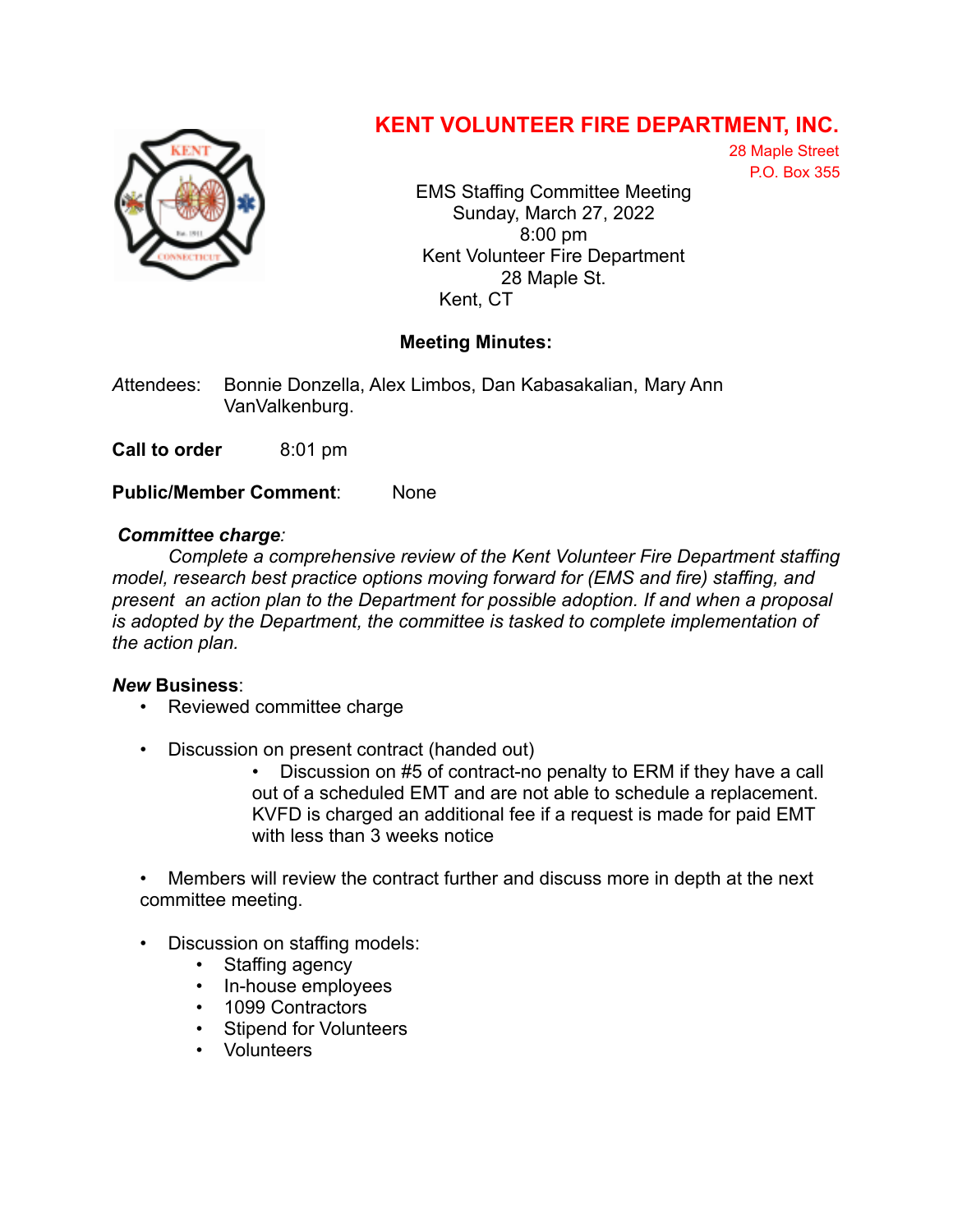# KENT VOLUNTEER FIRE DEPARTMENT, INC.

28 Maple Street
P.O. Box 355

EMS Staffing Committee Meeting
Sunday, March 27, 2022
8:00 pm
Kent Volunteer Fire Department
28 Maple St.
Kent, CT

**Meeting Minutes:**

*A*ttendees: Bonnie Donzella, Alex Limbos, Dan Kabasakalian, Mary Ann VanValkenburg.

**Call to order** 8:01 pm

**Public/Member Comment**: None

***Committee charge****:*

*Complete a comprehensive review of the Kent Volunteer Fire Department staffing model, research best practice options moving forward for (EMS and fire) staffing, and present an action plan to the Department for possible adoption. If and when a proposal is adopted by the Department, the committee is tasked to complete implementation of the action plan.*

***New* Business**:

- Reviewed committee charge
- Discussion on present contract (handed out)
  - Discussion on #5 of contract-no penalty to ERM if they have a call out of a scheduled EMT and are not able to schedule a replacement. KVFD is charged an additional fee if a request is made for paid EMT with less than 3 weeks notice
- Members will review the contract further and discuss more in depth at the next committee meeting.
- Discussion on staffing models:
  - Staffing agency
  - In-house employees
  - 1099 Contractors
  - Stipend for Volunteers
  - Volunteers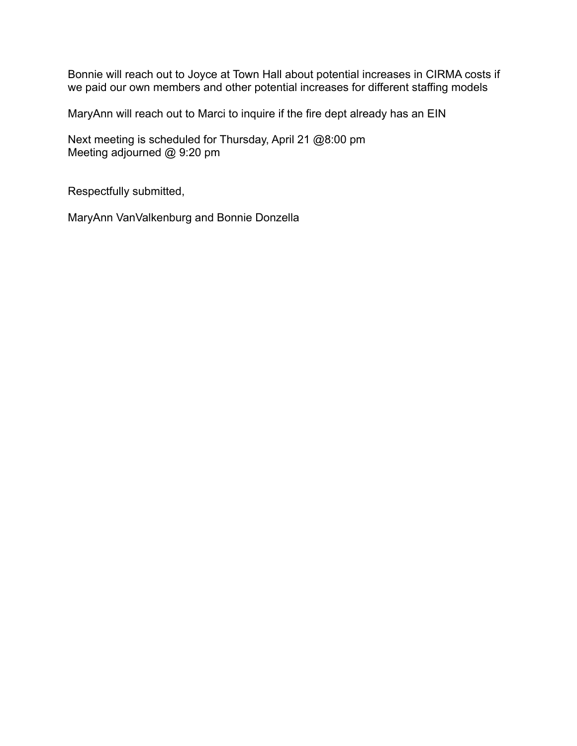Bonnie will reach out to Joyce at Town Hall about potential increases in CIRMA costs if we paid our own members and other potential increases for different staffing models

MaryAnn will reach out to Marci to inquire if the fire dept already has an EIN

Next meeting is scheduled for Thursday, April 21 @8:00 pm
Meeting adjourned @ 9:20 pm

Respectfully submitted,

MaryAnn VanValkenburg and Bonnie Donzella